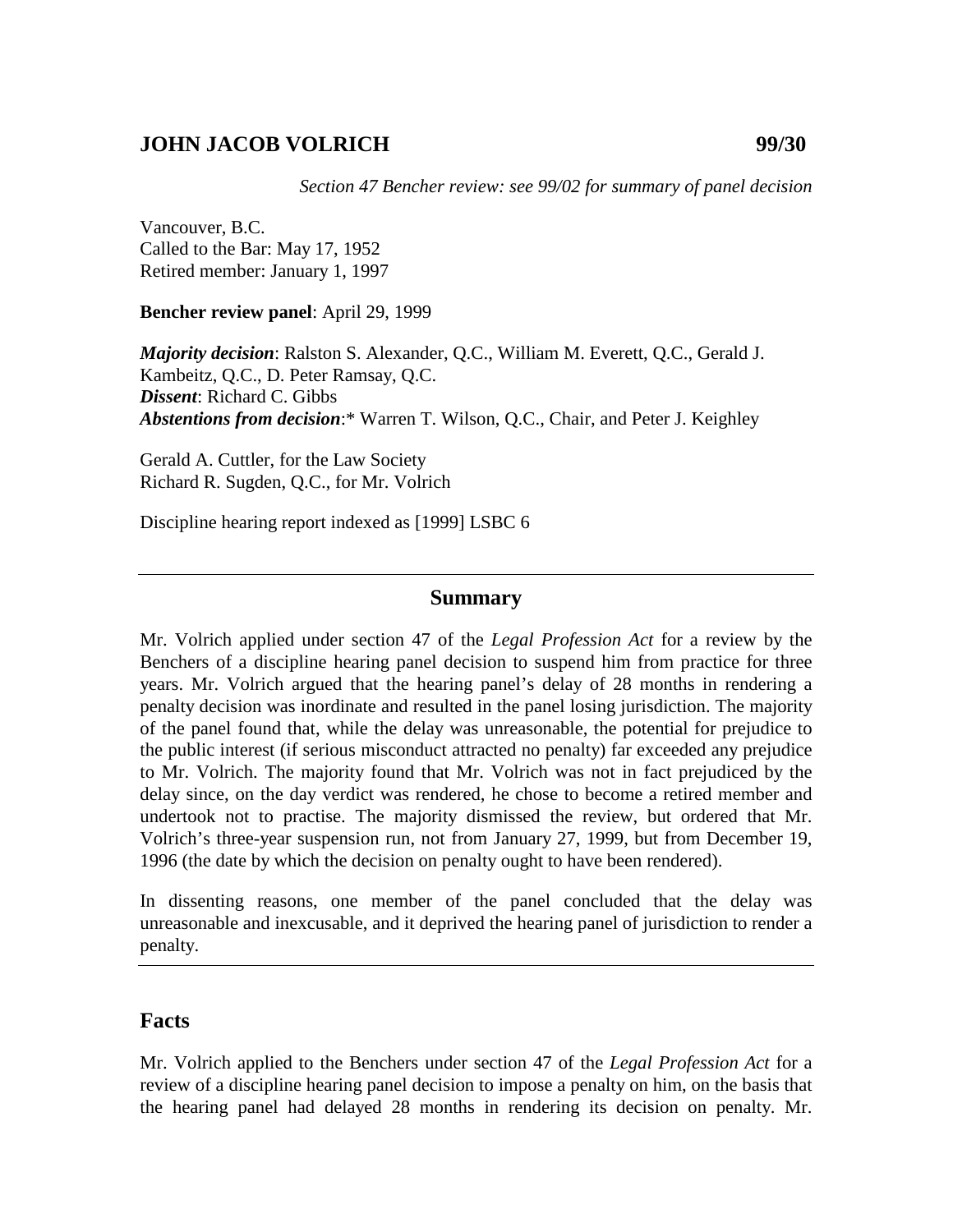# JOHN JACOB VOLRICH 99/30

*Section 47 Bencher review: see 99/02 for summary of panel decision*

Vancouver, B.C.
Called to the Bar: May 17, 1952
Retired member: January 1, 1997

**Bencher review panel**: April 29, 1999

***Majority decision***: Ralston S. Alexander, Q.C., William M. Everett, Q.C., Gerald J. Kambeitz, Q.C., D. Peter Ramsay, Q.C.
***Dissent***: Richard C. Gibbs
***Abstentions from decision***:* Warren T. Wilson, Q.C., Chair, and Peter J. Keighley

Gerald A. Cuttler, for the Law Society
Richard R. Sugden, Q.C., for Mr. Volrich

Discipline hearing report indexed as [1999] LSBC 6

## Summary

Mr. Volrich applied under section 47 of the *Legal Profession Act* for a review by the Benchers of a discipline hearing panel decision to suspend him from practice for three years. Mr. Volrich argued that the hearing panel's delay of 28 months in rendering a penalty decision was inordinate and resulted in the panel losing jurisdiction. The majority of the panel found that, while the delay was unreasonable, the potential for prejudice to the public interest (if serious misconduct attracted no penalty) far exceeded any prejudice to Mr. Volrich. The majority found that Mr. Volrich was not in fact prejudiced by the delay since, on the day verdict was rendered, he chose to become a retired member and undertook not to practise. The majority dismissed the review, but ordered that Mr. Volrich's three-year suspension run, not from January 27, 1999, but from December 19, 1996 (the date by which the decision on penalty ought to have been rendered).

In dissenting reasons, one member of the panel concluded that the delay was unreasonable and inexcusable, and it deprived the hearing panel of jurisdiction to render a penalty.

## Facts

Mr. Volrich applied to the Benchers under section 47 of the *Legal Profession Act* for a review of a discipline hearing panel decision to impose a penalty on him, on the basis that the hearing panel had delayed 28 months in rendering its decision on penalty. Mr.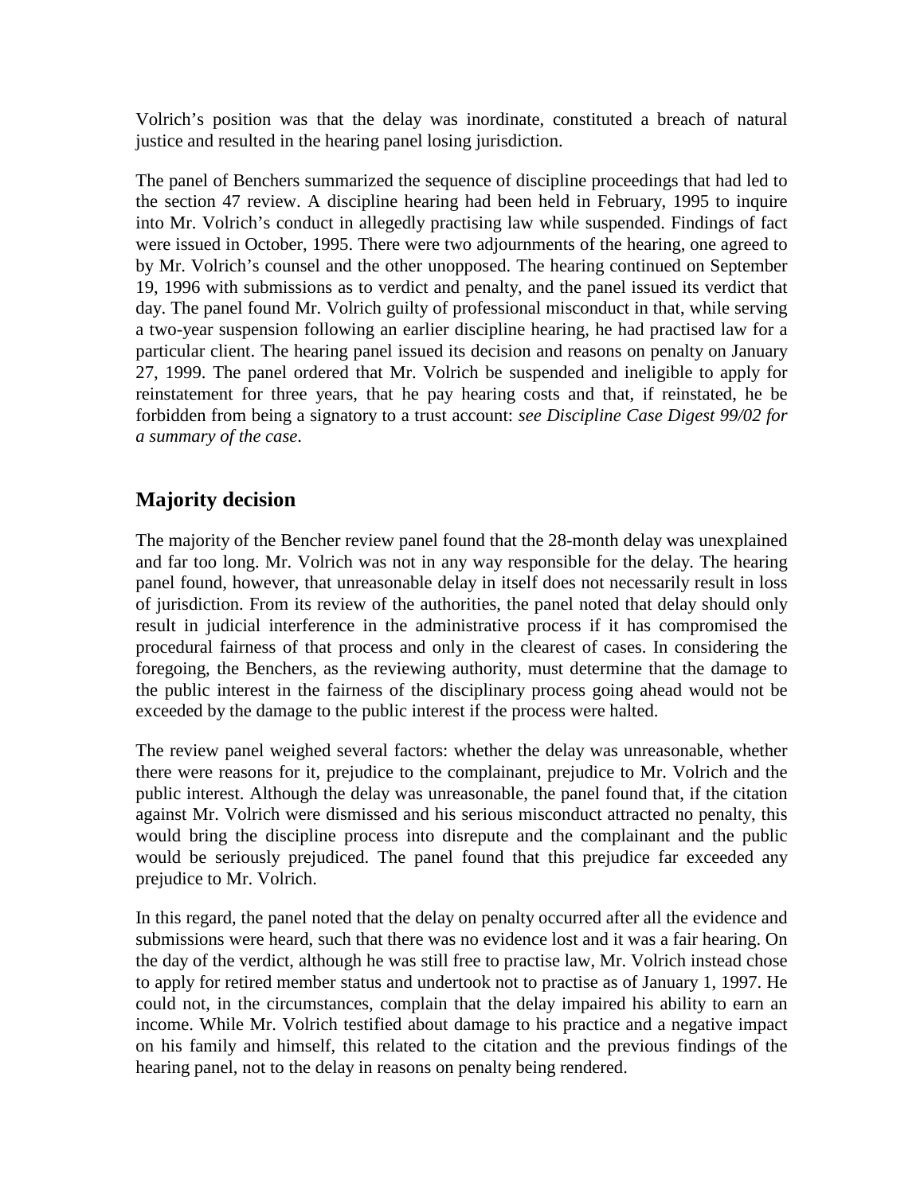Volrich's position was that the delay was inordinate, constituted a breach of natural justice and resulted in the hearing panel losing jurisdiction.

The panel of Benchers summarized the sequence of discipline proceedings that had led to the section 47 review. A discipline hearing had been held in February, 1995 to inquire into Mr. Volrich's conduct in allegedly practising law while suspended. Findings of fact were issued in October, 1995. There were two adjournments of the hearing, one agreed to by Mr. Volrich's counsel and the other unopposed. The hearing continued on September 19, 1996 with submissions as to verdict and penalty, and the panel issued its verdict that day. The panel found Mr. Volrich guilty of professional misconduct in that, while serving a two-year suspension following an earlier discipline hearing, he had practised law for a particular client. The hearing panel issued its decision and reasons on penalty on January 27, 1999. The panel ordered that Mr. Volrich be suspended and ineligible to apply for reinstatement for three years, that he pay hearing costs and that, if reinstated, he be forbidden from being a signatory to a trust account: *see Discipline Case Digest 99/02 for a summary of the case*.

## Majority decision

The majority of the Bencher review panel found that the 28-month delay was unexplained and far too long. Mr. Volrich was not in any way responsible for the delay. The hearing panel found, however, that unreasonable delay in itself does not necessarily result in loss of jurisdiction. From its review of the authorities, the panel noted that delay should only result in judicial interference in the administrative process if it has compromised the procedural fairness of that process and only in the clearest of cases. In considering the foregoing, the Benchers, as the reviewing authority, must determine that the damage to the public interest in the fairness of the disciplinary process going ahead would not be exceeded by the damage to the public interest if the process were halted.

The review panel weighed several factors: whether the delay was unreasonable, whether there were reasons for it, prejudice to the complainant, prejudice to Mr. Volrich and the public interest. Although the delay was unreasonable, the panel found that, if the citation against Mr. Volrich were dismissed and his serious misconduct attracted no penalty, this would bring the discipline process into disrepute and the complainant and the public would be seriously prejudiced. The panel found that this prejudice far exceeded any prejudice to Mr. Volrich.

In this regard, the panel noted that the delay on penalty occurred after all the evidence and submissions were heard, such that there was no evidence lost and it was a fair hearing. On the day of the verdict, although he was still free to practise law, Mr. Volrich instead chose to apply for retired member status and undertook not to practise as of January 1, 1997. He could not, in the circumstances, complain that the delay impaired his ability to earn an income. While Mr. Volrich testified about damage to his practice and a negative impact on his family and himself, this related to the citation and the previous findings of the hearing panel, not to the delay in reasons on penalty being rendered.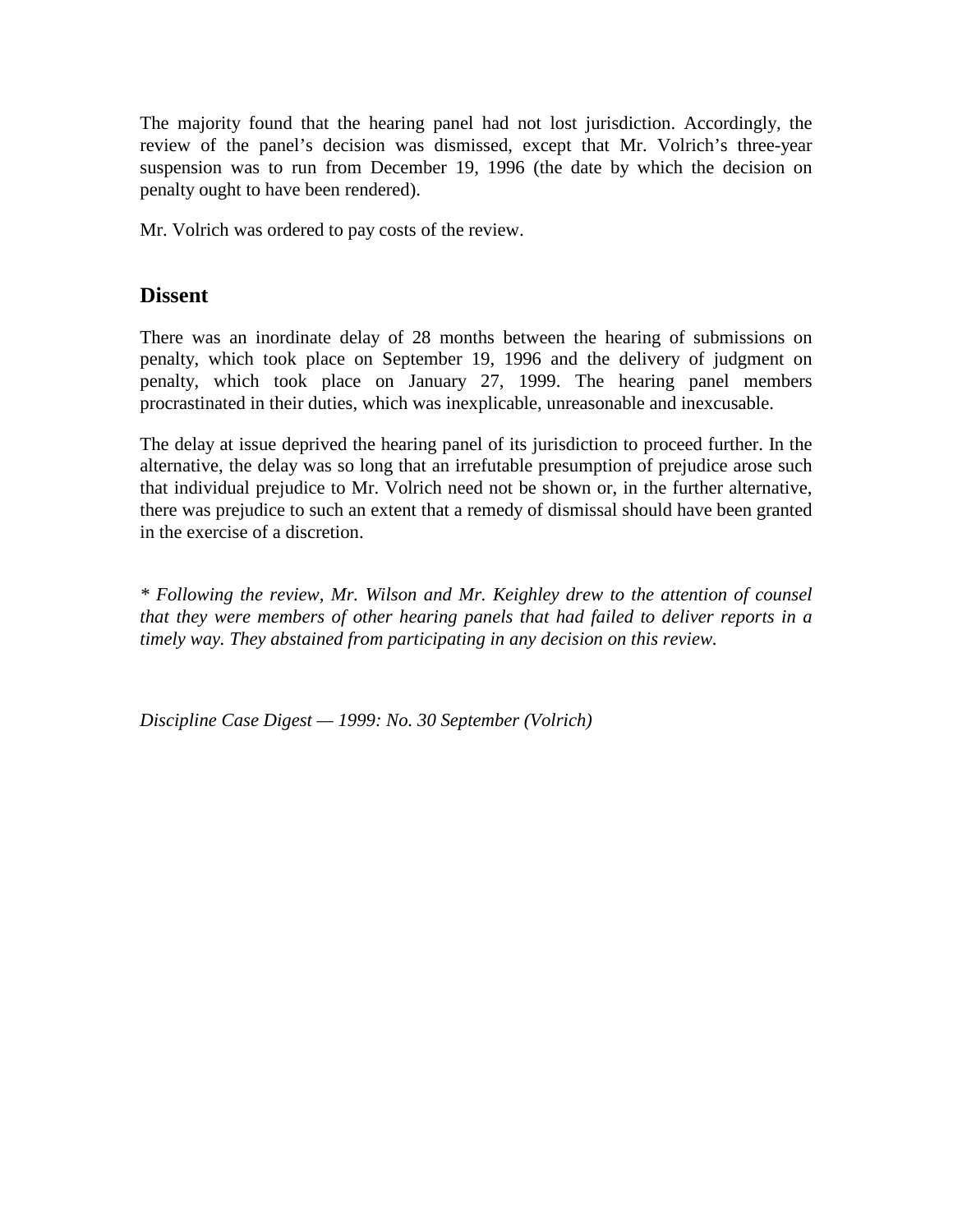The majority found that the hearing panel had not lost jurisdiction. Accordingly, the review of the panel's decision was dismissed, except that Mr. Volrich's three-year suspension was to run from December 19, 1996 (the date by which the decision on penalty ought to have been rendered).

Mr. Volrich was ordered to pay costs of the review.

## Dissent

There was an inordinate delay of 28 months between the hearing of submissions on penalty, which took place on September 19, 1996 and the delivery of judgment on penalty, which took place on January 27, 1999. The hearing panel members procrastinated in their duties, which was inexplicable, unreasonable and inexcusable.

The delay at issue deprived the hearing panel of its jurisdiction to proceed further. In the alternative, the delay was so long that an irrefutable presumption of prejudice arose such that individual prejudice to Mr. Volrich need not be shown or, in the further alternative, there was prejudice to such an extent that a remedy of dismissal should have been granted in the exercise of a discretion.

*\* Following the review, Mr. Wilson and Mr. Keighley drew to the attention of counsel that they were members of other hearing panels that had failed to deliver reports in a timely way. They abstained from participating in any decision on this review.*

*Discipline Case Digest — 1999: No. 30 September (Volrich)*